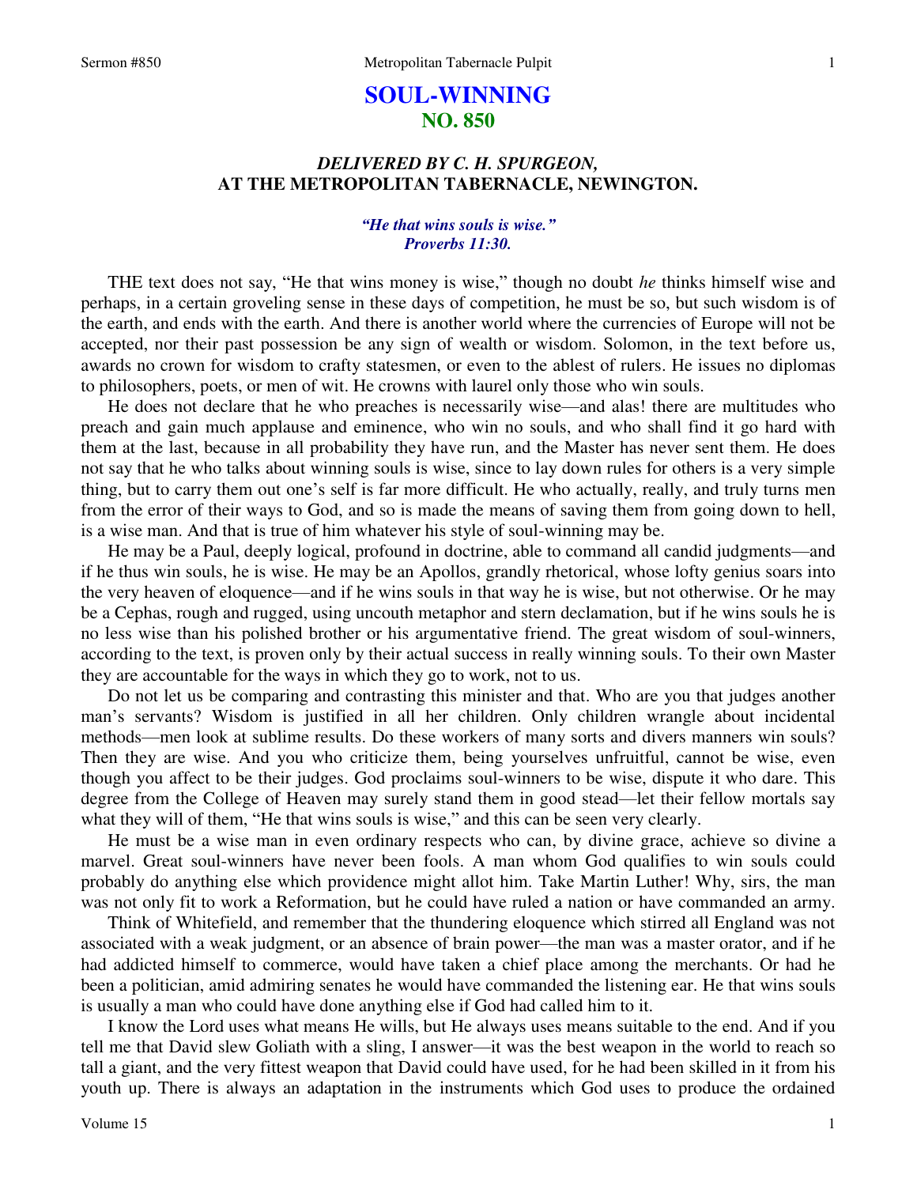# SOUL-WINNING
## NO. 850

### *DELIVERED BY C. H. SPURGEON,* AT THE METROPOLITAN TABERNACLE, NEWINGTON.

*"He that wins souls is wise."*
*Proverbs 11:30.*

THE text does not say, "He that wins money is wise," though no doubt *he* thinks himself wise and perhaps, in a certain groveling sense in these days of competition, he must be so, but such wisdom is of the earth, and ends with the earth. And there is another world where the currencies of Europe will not be accepted, nor their past possession be any sign of wealth or wisdom. Solomon, in the text before us, awards no crown for wisdom to crafty statesmen, or even to the ablest of rulers. He issues no diplomas to philosophers, poets, or men of wit. He crowns with laurel only those who win souls.

He does not declare that he who preaches is necessarily wise—and alas! there are multitudes who preach and gain much applause and eminence, who win no souls, and who shall find it go hard with them at the last, because in all probability they have run, and the Master has never sent them. He does not say that he who talks about winning souls is wise, since to lay down rules for others is a very simple thing, but to carry them out one's self is far more difficult. He who actually, really, and truly turns men from the error of their ways to God, and so is made the means of saving them from going down to hell, is a wise man. And that is true of him whatever his style of soul-winning may be.

He may be a Paul, deeply logical, profound in doctrine, able to command all candid judgments—and if he thus win souls, he is wise. He may be an Apollos, grandly rhetorical, whose lofty genius soars into the very heaven of eloquence—and if he wins souls in that way he is wise, but not otherwise. Or he may be a Cephas, rough and rugged, using uncouth metaphor and stern declamation, but if he wins souls he is no less wise than his polished brother or his argumentative friend. The great wisdom of soul-winners, according to the text, is proven only by their actual success in really winning souls. To their own Master they are accountable for the ways in which they go to work, not to us.

Do not let us be comparing and contrasting this minister and that. Who are you that judges another man's servants? Wisdom is justified in all her children. Only children wrangle about incidental methods—men look at sublime results. Do these workers of many sorts and divers manners win souls? Then they are wise. And you who criticize them, being yourselves unfruitful, cannot be wise, even though you affect to be their judges. God proclaims soul-winners to be wise, dispute it who dare. This degree from the College of Heaven may surely stand them in good stead—let their fellow mortals say what they will of them, "He that wins souls is wise," and this can be seen very clearly.

He must be a wise man in even ordinary respects who can, by divine grace, achieve so divine a marvel. Great soul-winners have never been fools. A man whom God qualifies to win souls could probably do anything else which providence might allot him. Take Martin Luther! Why, sirs, the man was not only fit to work a Reformation, but he could have ruled a nation or have commanded an army.

Think of Whitefield, and remember that the thundering eloquence which stirred all England was not associated with a weak judgment, or an absence of brain power—the man was a master orator, and if he had addicted himself to commerce, would have taken a chief place among the merchants. Or had he been a politician, amid admiring senates he would have commanded the listening ear. He that wins souls is usually a man who could have done anything else if God had called him to it.

I know the Lord uses what means He wills, but He always uses means suitable to the end. And if you tell me that David slew Goliath with a sling, I answer—it was the best weapon in the world to reach so tall a giant, and the very fittest weapon that David could have used, for he had been skilled in it from his youth up. There is always an adaptation in the instruments which God uses to produce the ordained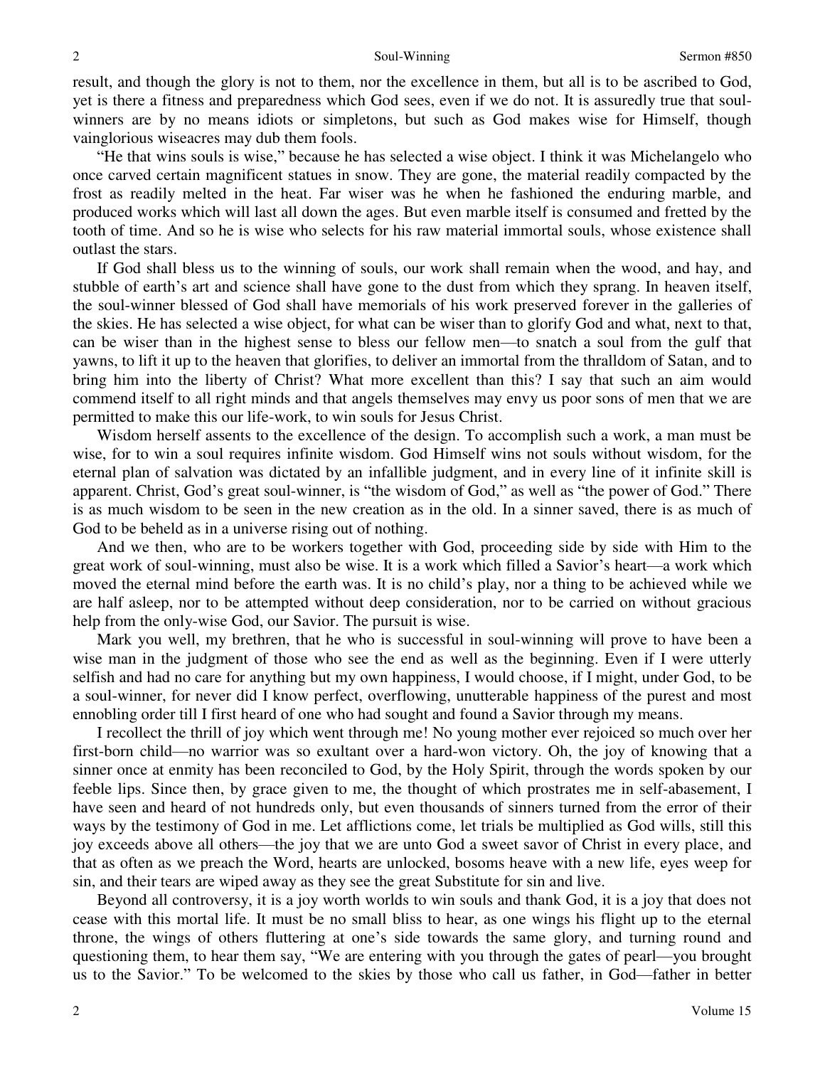result, and though the glory is not to them, nor the excellence in them, but all is to be ascribed to God, yet is there a fitness and preparedness which God sees, even if we do not. It is assuredly true that soul-winners are by no means idiots or simpletons, but such as God makes wise for Himself, though vainglorious wiseacres may dub them fools.

"He that wins souls is wise," because he has selected a wise object. I think it was Michelangelo who once carved certain magnificent statues in snow. They are gone, the material readily compacted by the frost as readily melted in the heat. Far wiser was he when he fashioned the enduring marble, and produced works which will last all down the ages. But even marble itself is consumed and fretted by the tooth of time. And so he is wise who selects for his raw material immortal souls, whose existence shall outlast the stars.

If God shall bless us to the winning of souls, our work shall remain when the wood, and hay, and stubble of earth's art and science shall have gone to the dust from which they sprang. In heaven itself, the soul-winner blessed of God shall have memorials of his work preserved forever in the galleries of the skies. He has selected a wise object, for what can be wiser than to glorify God and what, next to that, can be wiser than in the highest sense to bless our fellow men—to snatch a soul from the gulf that yawns, to lift it up to the heaven that glorifies, to deliver an immortal from the thralldom of Satan, and to bring him into the liberty of Christ? What more excellent than this? I say that such an aim would commend itself to all right minds and that angels themselves may envy us poor sons of men that we are permitted to make this our life-work, to win souls for Jesus Christ.

Wisdom herself assents to the excellence of the design. To accomplish such a work, a man must be wise, for to win a soul requires infinite wisdom. God Himself wins not souls without wisdom, for the eternal plan of salvation was dictated by an infallible judgment, and in every line of it infinite skill is apparent. Christ, God's great soul-winner, is "the wisdom of God," as well as "the power of God." There is as much wisdom to be seen in the new creation as in the old. In a sinner saved, there is as much of God to be beheld as in a universe rising out of nothing.

And we then, who are to be workers together with God, proceeding side by side with Him to the great work of soul-winning, must also be wise. It is a work which filled a Savior's heart—a work which moved the eternal mind before the earth was. It is no child's play, nor a thing to be achieved while we are half asleep, nor to be attempted without deep consideration, nor to be carried on without gracious help from the only-wise God, our Savior. The pursuit is wise.

Mark you well, my brethren, that he who is successful in soul-winning will prove to have been a wise man in the judgment of those who see the end as well as the beginning. Even if I were utterly selfish and had no care for anything but my own happiness, I would choose, if I might, under God, to be a soul-winner, for never did I know perfect, overflowing, unutterable happiness of the purest and most ennobling order till I first heard of one who had sought and found a Savior through my means.

I recollect the thrill of joy which went through me! No young mother ever rejoiced so much over her first-born child—no warrior was so exultant over a hard-won victory. Oh, the joy of knowing that a sinner once at enmity has been reconciled to God, by the Holy Spirit, through the words spoken by our feeble lips. Since then, by grace given to me, the thought of which prostrates me in self-abasement, I have seen and heard of not hundreds only, but even thousands of sinners turned from the error of their ways by the testimony of God in me. Let afflictions come, let trials be multiplied as God wills, still this joy exceeds above all others—the joy that we are unto God a sweet savor of Christ in every place, and that as often as we preach the Word, hearts are unlocked, bosoms heave with a new life, eyes weep for sin, and their tears are wiped away as they see the great Substitute for sin and live.

Beyond all controversy, it is a joy worth worlds to win souls and thank God, it is a joy that does not cease with this mortal life. It must be no small bliss to hear, as one wings his flight up to the eternal throne, the wings of others fluttering at one's side towards the same glory, and turning round and questioning them, to hear them say, "We are entering with you through the gates of pearl—you brought us to the Savior." To be welcomed to the skies by those who call us father, in God—father in better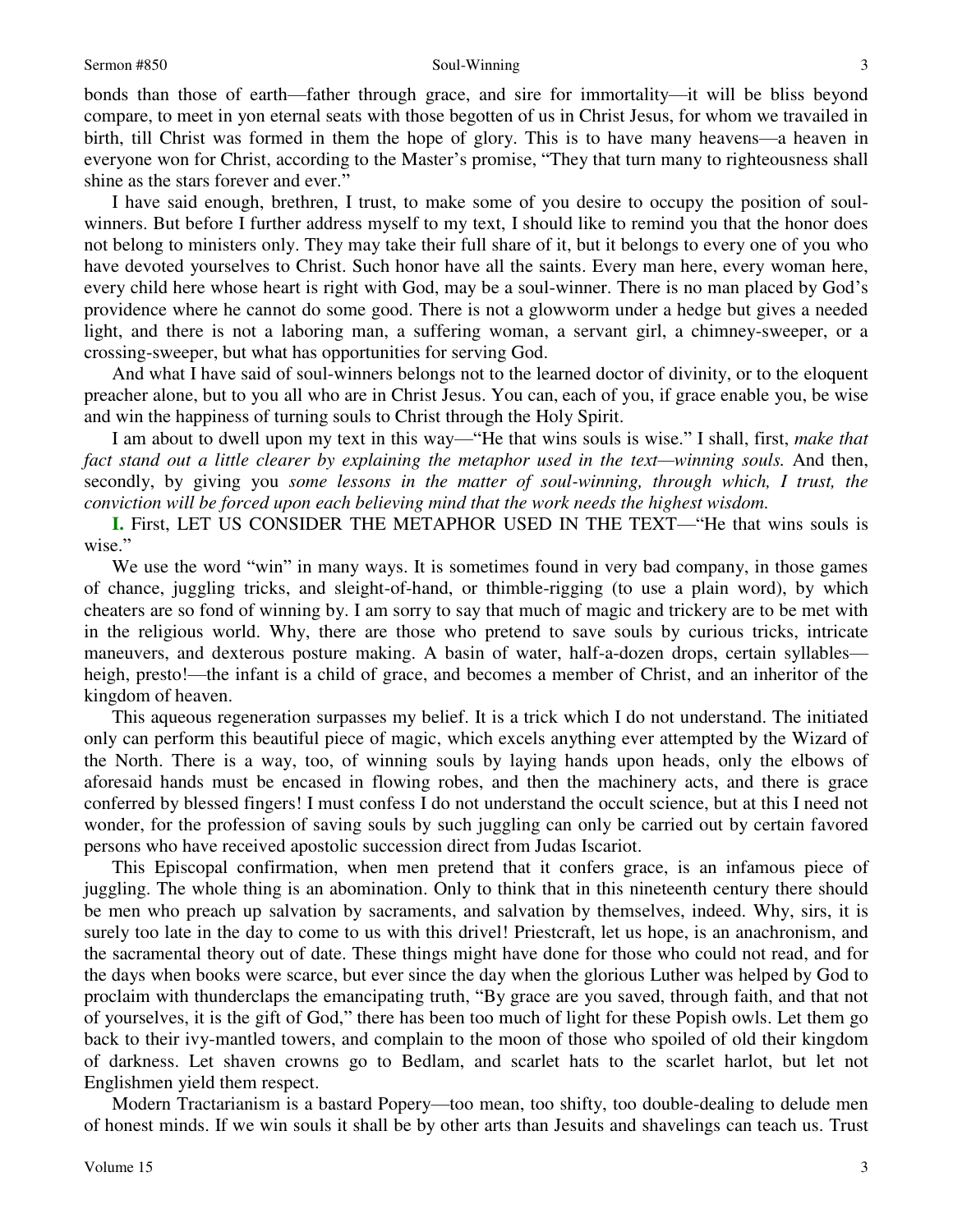bonds than those of earth—father through grace, and sire for immortality—it will be bliss beyond compare, to meet in yon eternal seats with those begotten of us in Christ Jesus, for whom we travailed in birth, till Christ was formed in them the hope of glory. This is to have many heavens—a heaven in everyone won for Christ, according to the Master's promise, "They that turn many to righteousness shall shine as the stars forever and ever."

I have said enough, brethren, I trust, to make some of you desire to occupy the position of soul-winners. But before I further address myself to my text, I should like to remind you that the honor does not belong to ministers only. They may take their full share of it, but it belongs to every one of you who have devoted yourselves to Christ. Such honor have all the saints. Every man here, every woman here, every child here whose heart is right with God, may be a soul-winner. There is no man placed by God's providence where he cannot do some good. There is not a glowworm under a hedge but gives a needed light, and there is not a laboring man, a suffering woman, a servant girl, a chimney-sweeper, or a crossing-sweeper, but what has opportunities for serving God.

And what I have said of soul-winners belongs not to the learned doctor of divinity, or to the eloquent preacher alone, but to you all who are in Christ Jesus. You can, each of you, if grace enable you, be wise and win the happiness of turning souls to Christ through the Holy Spirit.

I am about to dwell upon my text in this way—"He that wins souls is wise." I shall, first, *make that fact stand out a little clearer by explaining the metaphor used in the text—winning souls.* And then, secondly, by giving you *some lessons in the matter of soul-winning, through which, I trust, the conviction will be forced upon each believing mind that the work needs the highest wisdom.*

**I.** First, LET US CONSIDER THE METAPHOR USED IN THE TEXT—"He that wins souls is wise."

We use the word "win" in many ways. It is sometimes found in very bad company, in those games of chance, juggling tricks, and sleight-of-hand, or thimble-rigging (to use a plain word), by which cheaters are so fond of winning by. I am sorry to say that much of magic and trickery are to be met with in the religious world. Why, there are those who pretend to save souls by curious tricks, intricate maneuvers, and dexterous posture making. A basin of water, half-a-dozen drops, certain syllables—heigh, presto!—the infant is a child of grace, and becomes a member of Christ, and an inheritor of the kingdom of heaven.

This aqueous regeneration surpasses my belief. It is a trick which I do not understand. The initiated only can perform this beautiful piece of magic, which excels anything ever attempted by the Wizard of the North. There is a way, too, of winning souls by laying hands upon heads, only the elbows of aforesaid hands must be encased in flowing robes, and then the machinery acts, and there is grace conferred by blessed fingers! I must confess I do not understand the occult science, but at this I need not wonder, for the profession of saving souls by such juggling can only be carried out by certain favored persons who have received apostolic succession direct from Judas Iscariot.

This Episcopal confirmation, when men pretend that it confers grace, is an infamous piece of juggling. The whole thing is an abomination. Only to think that in this nineteenth century there should be men who preach up salvation by sacraments, and salvation by themselves, indeed. Why, sirs, it is surely too late in the day to come to us with this drivel! Priestcraft, let us hope, is an anachronism, and the sacramental theory out of date. These things might have done for those who could not read, and for the days when books were scarce, but ever since the day when the glorious Luther was helped by God to proclaim with thunderclaps the emancipating truth, "By grace are you saved, through faith, and that not of yourselves, it is the gift of God," there has been too much of light for these Popish owls. Let them go back to their ivy-mantled towers, and complain to the moon of those who spoiled of old their kingdom of darkness. Let shaven crowns go to Bedlam, and scarlet hats to the scarlet harlot, but let not Englishmen yield them respect.

Modern Tractarianism is a bastard Popery—too mean, too shifty, too double-dealing to delude men of honest minds. If we win souls it shall be by other arts than Jesuits and shavelings can teach us. Trust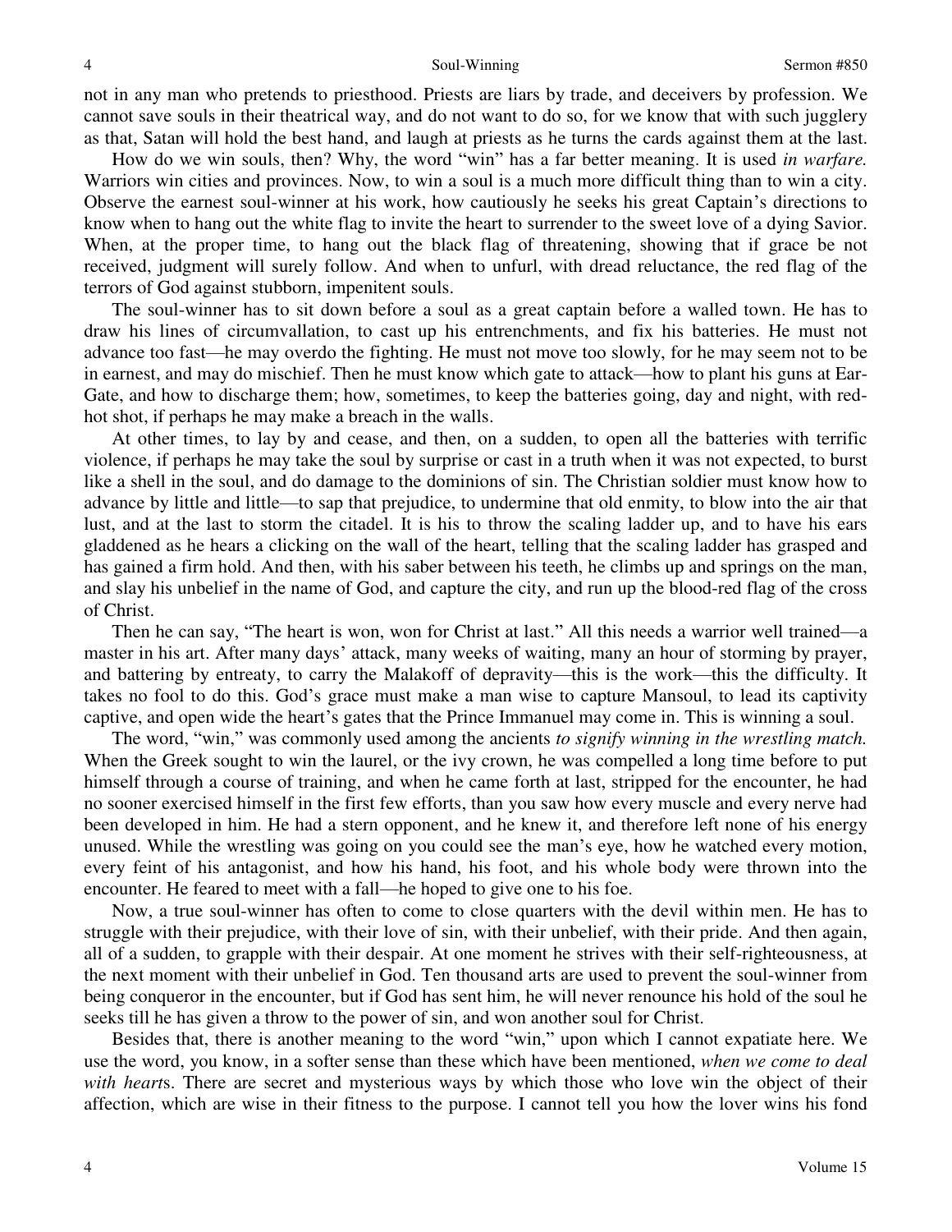not in any man who pretends to priesthood. Priests are liars by trade, and deceivers by profession. We cannot save souls in their theatrical way, and do not want to do so, for we know that with such jugglery as that, Satan will hold the best hand, and laugh at priests as he turns the cards against them at the last.

How do we win souls, then? Why, the word "win" has a far better meaning. It is used *in warfare.* Warriors win cities and provinces. Now, to win a soul is a much more difficult thing than to win a city. Observe the earnest soul-winner at his work, how cautiously he seeks his great Captain's directions to know when to hang out the white flag to invite the heart to surrender to the sweet love of a dying Savior. When, at the proper time, to hang out the black flag of threatening, showing that if grace be not received, judgment will surely follow. And when to unfurl, with dread reluctance, the red flag of the terrors of God against stubborn, impenitent souls.

The soul-winner has to sit down before a soul as a great captain before a walled town. He has to draw his lines of circumvallation, to cast up his entrenchments, and fix his batteries. He must not advance too fast—he may overdo the fighting. He must not move too slowly, for he may seem not to be in earnest, and may do mischief. Then he must know which gate to attack—how to plant his guns at Ear-Gate, and how to discharge them; how, sometimes, to keep the batteries going, day and night, with red-hot shot, if perhaps he may make a breach in the walls.

At other times, to lay by and cease, and then, on a sudden, to open all the batteries with terrific violence, if perhaps he may take the soul by surprise or cast in a truth when it was not expected, to burst like a shell in the soul, and do damage to the dominions of sin. The Christian soldier must know how to advance by little and little—to sap that prejudice, to undermine that old enmity, to blow into the air that lust, and at the last to storm the citadel. It is his to throw the scaling ladder up, and to have his ears gladdened as he hears a clicking on the wall of the heart, telling that the scaling ladder has grasped and has gained a firm hold. And then, with his saber between his teeth, he climbs up and springs on the man, and slay his unbelief in the name of God, and capture the city, and run up the blood-red flag of the cross of Christ.

Then he can say, "The heart is won, won for Christ at last." All this needs a warrior well trained—a master in his art. After many days' attack, many weeks of waiting, many an hour of storming by prayer, and battering by entreaty, to carry the Malakoff of depravity—this is the work—this the difficulty. It takes no fool to do this. God's grace must make a man wise to capture Mansoul, to lead its captivity captive, and open wide the heart's gates that the Prince Immanuel may come in. This is winning a soul.

The word, "win," was commonly used among the ancients *to signify winning in the wrestling match.* When the Greek sought to win the laurel, or the ivy crown, he was compelled a long time before to put himself through a course of training, and when he came forth at last, stripped for the encounter, he had no sooner exercised himself in the first few efforts, than you saw how every muscle and every nerve had been developed in him. He had a stern opponent, and he knew it, and therefore left none of his energy unused. While the wrestling was going on you could see the man's eye, how he watched every motion, every feint of his antagonist, and how his hand, his foot, and his whole body were thrown into the encounter. He feared to meet with a fall—he hoped to give one to his foe.

Now, a true soul-winner has often to come to close quarters with the devil within men. He has to struggle with their prejudice, with their love of sin, with their unbelief, with their pride. And then again, all of a sudden, to grapple with their despair. At one moment he strives with their self-righteousness, at the next moment with their unbelief in God. Ten thousand arts are used to prevent the soul-winner from being conqueror in the encounter, but if God has sent him, he will never renounce his hold of the soul he seeks till he has given a throw to the power of sin, and won another soul for Christ.

Besides that, there is another meaning to the word "win," upon which I cannot expatiate here. We use the word, you know, in a softer sense than these which have been mentioned, *when we come to deal with heart*s. There are secret and mysterious ways by which those who love win the object of their affection, which are wise in their fitness to the purpose. I cannot tell you how the lover wins his fond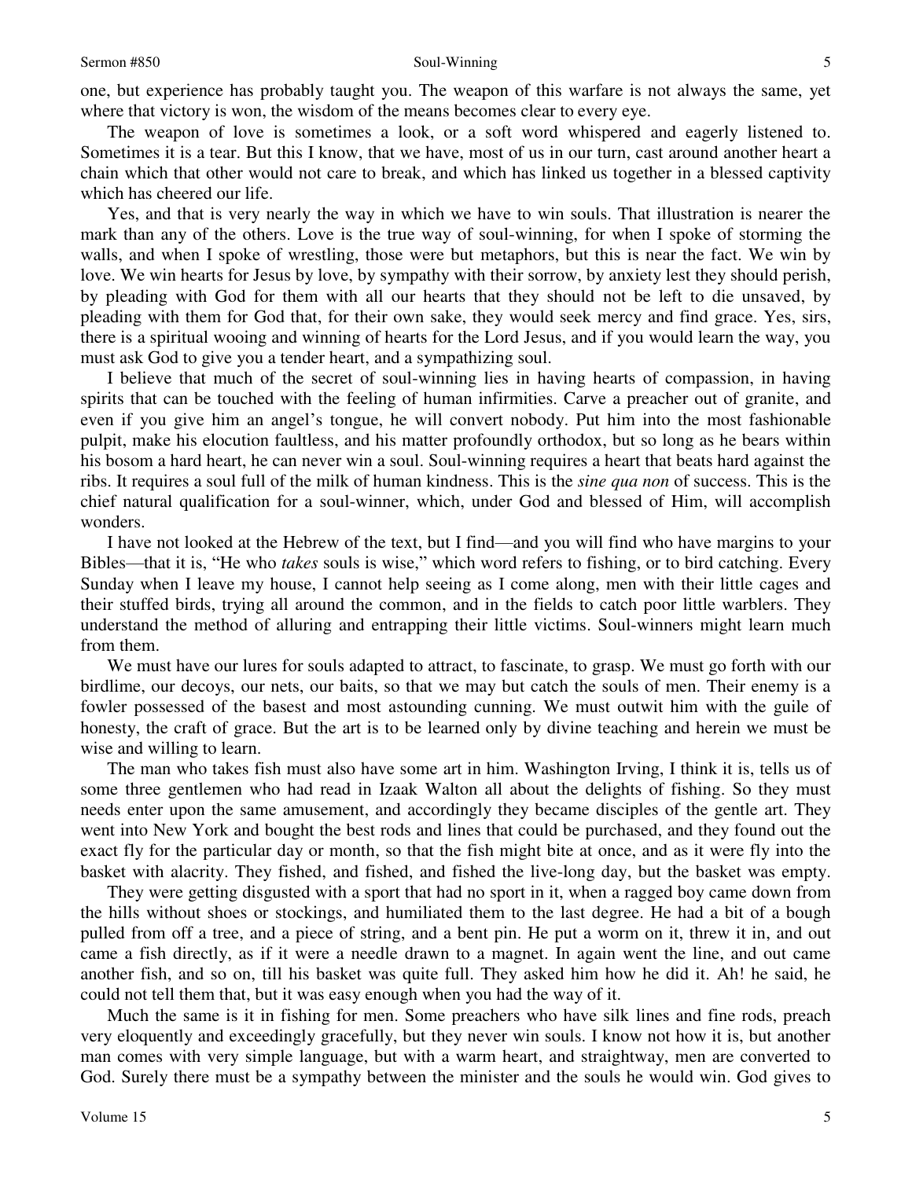one, but experience has probably taught you. The weapon of this warfare is not always the same, yet where that victory is won, the wisdom of the means becomes clear to every eye.

The weapon of love is sometimes a look, or a soft word whispered and eagerly listened to. Sometimes it is a tear. But this I know, that we have, most of us in our turn, cast around another heart a chain which that other would not care to break, and which has linked us together in a blessed captivity which has cheered our life.

Yes, and that is very nearly the way in which we have to win souls. That illustration is nearer the mark than any of the others. Love is the true way of soul-winning, for when I spoke of storming the walls, and when I spoke of wrestling, those were but metaphors, but this is near the fact. We win by love. We win hearts for Jesus by love, by sympathy with their sorrow, by anxiety lest they should perish, by pleading with God for them with all our hearts that they should not be left to die unsaved, by pleading with them for God that, for their own sake, they would seek mercy and find grace. Yes, sirs, there is a spiritual wooing and winning of hearts for the Lord Jesus, and if you would learn the way, you must ask God to give you a tender heart, and a sympathizing soul.

I believe that much of the secret of soul-winning lies in having hearts of compassion, in having spirits that can be touched with the feeling of human infirmities. Carve a preacher out of granite, and even if you give him an angel's tongue, he will convert nobody. Put him into the most fashionable pulpit, make his elocution faultless, and his matter profoundly orthodox, but so long as he bears within his bosom a hard heart, he can never win a soul. Soul-winning requires a heart that beats hard against the ribs. It requires a soul full of the milk of human kindness. This is the *sine qua non* of success. This is the chief natural qualification for a soul-winner, which, under God and blessed of Him, will accomplish wonders.

I have not looked at the Hebrew of the text, but I find—and you will find who have margins to your Bibles—that it is, "He who *takes* souls is wise," which word refers to fishing, or to bird catching. Every Sunday when I leave my house, I cannot help seeing as I come along, men with their little cages and their stuffed birds, trying all around the common, and in the fields to catch poor little warblers. They understand the method of alluring and entrapping their little victims. Soul-winners might learn much from them.

We must have our lures for souls adapted to attract, to fascinate, to grasp. We must go forth with our birdlime, our decoys, our nets, our baits, so that we may but catch the souls of men. Their enemy is a fowler possessed of the basest and most astounding cunning. We must outwit him with the guile of honesty, the craft of grace. But the art is to be learned only by divine teaching and herein we must be wise and willing to learn.

The man who takes fish must also have some art in him. Washington Irving, I think it is, tells us of some three gentlemen who had read in Izaak Walton all about the delights of fishing. So they must needs enter upon the same amusement, and accordingly they became disciples of the gentle art. They went into New York and bought the best rods and lines that could be purchased, and they found out the exact fly for the particular day or month, so that the fish might bite at once, and as it were fly into the basket with alacrity. They fished, and fished, and fished the live-long day, but the basket was empty.

They were getting disgusted with a sport that had no sport in it, when a ragged boy came down from the hills without shoes or stockings, and humiliated them to the last degree. He had a bit of a bough pulled from off a tree, and a piece of string, and a bent pin. He put a worm on it, threw it in, and out came a fish directly, as if it were a needle drawn to a magnet. In again went the line, and out came another fish, and so on, till his basket was quite full. They asked him how he did it. Ah! he said, he could not tell them that, but it was easy enough when you had the way of it.

Much the same is it in fishing for men. Some preachers who have silk lines and fine rods, preach very eloquently and exceedingly gracefully, but they never win souls. I know not how it is, but another man comes with very simple language, but with a warm heart, and straightway, men are converted to God. Surely there must be a sympathy between the minister and the souls he would win. God gives to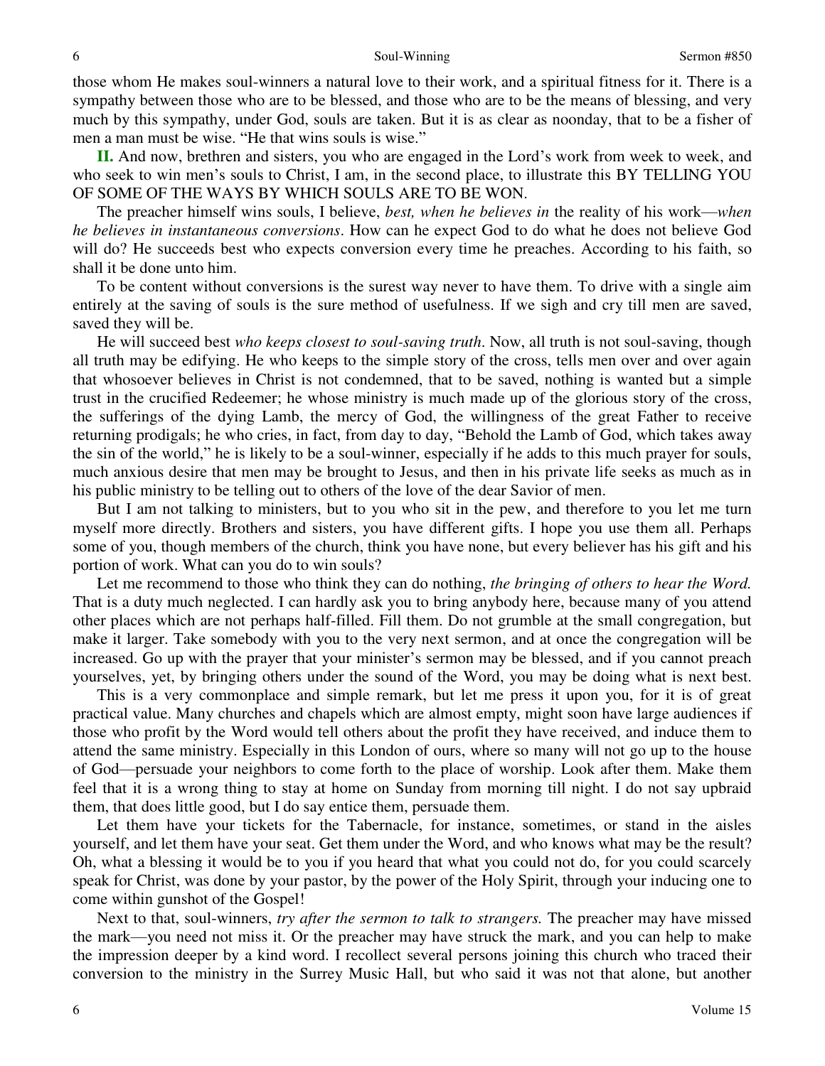those whom He makes soul-winners a natural love to their work, and a spiritual fitness for it. There is a sympathy between those who are to be blessed, and those who are to be the means of blessing, and very much by this sympathy, under God, souls are taken. But it is as clear as noonday, that to be a fisher of men a man must be wise. "He that wins souls is wise."

**II.** And now, brethren and sisters, you who are engaged in the Lord's work from week to week, and who seek to win men's souls to Christ, I am, in the second place, to illustrate this BY TELLING YOU OF SOME OF THE WAYS BY WHICH SOULS ARE TO BE WON.

The preacher himself wins souls, I believe, *best, when he believes in* the reality of his work—*when he believes in instantaneous conversions*. How can he expect God to do what he does not believe God will do? He succeeds best who expects conversion every time he preaches. According to his faith, so shall it be done unto him.

To be content without conversions is the surest way never to have them. To drive with a single aim entirely at the saving of souls is the sure method of usefulness. If we sigh and cry till men are saved, saved they will be.

He will succeed best *who keeps closest to soul-saving truth*. Now, all truth is not soul-saving, though all truth may be edifying. He who keeps to the simple story of the cross, tells men over and over again that whosoever believes in Christ is not condemned, that to be saved, nothing is wanted but a simple trust in the crucified Redeemer; he whose ministry is much made up of the glorious story of the cross, the sufferings of the dying Lamb, the mercy of God, the willingness of the great Father to receive returning prodigals; he who cries, in fact, from day to day, "Behold the Lamb of God, which takes away the sin of the world," he is likely to be a soul-winner, especially if he adds to this much prayer for souls, much anxious desire that men may be brought to Jesus, and then in his private life seeks as much as in his public ministry to be telling out to others of the love of the dear Savior of men.

But I am not talking to ministers, but to you who sit in the pew, and therefore to you let me turn myself more directly. Brothers and sisters, you have different gifts. I hope you use them all. Perhaps some of you, though members of the church, think you have none, but every believer has his gift and his portion of work. What can you do to win souls?

Let me recommend to those who think they can do nothing, *the bringing of others to hear the Word.* That is a duty much neglected. I can hardly ask you to bring anybody here, because many of you attend other places which are not perhaps half-filled. Fill them. Do not grumble at the small congregation, but make it larger. Take somebody with you to the very next sermon, and at once the congregation will be increased. Go up with the prayer that your minister's sermon may be blessed, and if you cannot preach yourselves, yet, by bringing others under the sound of the Word, you may be doing what is next best.

This is a very commonplace and simple remark, but let me press it upon you, for it is of great practical value. Many churches and chapels which are almost empty, might soon have large audiences if those who profit by the Word would tell others about the profit they have received, and induce them to attend the same ministry. Especially in this London of ours, where so many will not go up to the house of God—persuade your neighbors to come forth to the place of worship. Look after them. Make them feel that it is a wrong thing to stay at home on Sunday from morning till night. I do not say upbraid them, that does little good, but I do say entice them, persuade them.

Let them have your tickets for the Tabernacle, for instance, sometimes, or stand in the aisles yourself, and let them have your seat. Get them under the Word, and who knows what may be the result? Oh, what a blessing it would be to you if you heard that what you could not do, for you could scarcely speak for Christ, was done by your pastor, by the power of the Holy Spirit, through your inducing one to come within gunshot of the Gospel!

Next to that, soul-winners, *try after the sermon to talk to strangers.* The preacher may have missed the mark—you need not miss it. Or the preacher may have struck the mark, and you can help to make the impression deeper by a kind word. I recollect several persons joining this church who traced their conversion to the ministry in the Surrey Music Hall, but who said it was not that alone, but another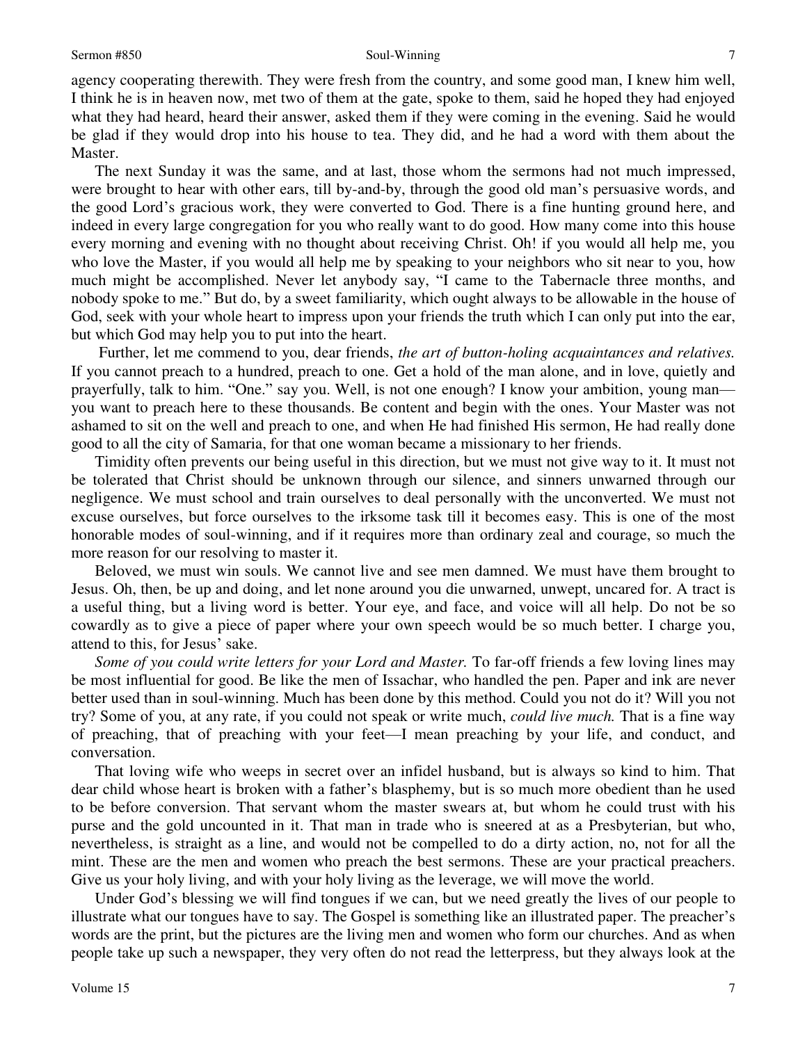agency cooperating therewith. They were fresh from the country, and some good man, I knew him well, I think he is in heaven now, met two of them at the gate, spoke to them, said he hoped they had enjoyed what they had heard, heard their answer, asked them if they were coming in the evening. Said he would be glad if they would drop into his house to tea. They did, and he had a word with them about the Master.

The next Sunday it was the same, and at last, those whom the sermons had not much impressed, were brought to hear with other ears, till by-and-by, through the good old man's persuasive words, and the good Lord's gracious work, they were converted to God. There is a fine hunting ground here, and indeed in every large congregation for you who really want to do good. How many come into this house every morning and evening with no thought about receiving Christ. Oh! if you would all help me, you who love the Master, if you would all help me by speaking to your neighbors who sit near to you, how much might be accomplished. Never let anybody say, "I came to the Tabernacle three months, and nobody spoke to me." But do, by a sweet familiarity, which ought always to be allowable in the house of God, seek with your whole heart to impress upon your friends the truth which I can only put into the ear, but which God may help you to put into the heart.

Further, let me commend to you, dear friends, *the art of button-holing acquaintances and relatives.* If you cannot preach to a hundred, preach to one. Get a hold of the man alone, and in love, quietly and prayerfully, talk to him. "One." say you. Well, is not one enough? I know your ambition, young man—you want to preach here to these thousands. Be content and begin with the ones. Your Master was not ashamed to sit on the well and preach to one, and when He had finished His sermon, He had really done good to all the city of Samaria, for that one woman became a missionary to her friends.

Timidity often prevents our being useful in this direction, but we must not give way to it. It must not be tolerated that Christ should be unknown through our silence, and sinners unwarned through our negligence. We must school and train ourselves to deal personally with the unconverted. We must not excuse ourselves, but force ourselves to the irksome task till it becomes easy. This is one of the most honorable modes of soul-winning, and if it requires more than ordinary zeal and courage, so much the more reason for our resolving to master it.

Beloved, we must win souls. We cannot live and see men damned. We must have them brought to Jesus. Oh, then, be up and doing, and let none around you die unwarned, unwept, uncared for. A tract is a useful thing, but a living word is better. Your eye, and face, and voice will all help. Do not be so cowardly as to give a piece of paper where your own speech would be so much better. I charge you, attend to this, for Jesus' sake.

*Some of you could write letters for your Lord and Master.* To far-off friends a few loving lines may be most influential for good. Be like the men of Issachar, who handled the pen. Paper and ink are never better used than in soul-winning. Much has been done by this method. Could you not do it? Will you not try? Some of you, at any rate, if you could not speak or write much, *could live much.* That is a fine way of preaching, that of preaching with your feet—I mean preaching by your life, and conduct, and conversation.

That loving wife who weeps in secret over an infidel husband, but is always so kind to him. That dear child whose heart is broken with a father's blasphemy, but is so much more obedient than he used to be before conversion. That servant whom the master swears at, but whom he could trust with his purse and the gold uncounted in it. That man in trade who is sneered at as a Presbyterian, but who, nevertheless, is straight as a line, and would not be compelled to do a dirty action, no, not for all the mint. These are the men and women who preach the best sermons. These are your practical preachers. Give us your holy living, and with your holy living as the leverage, we will move the world.

Under God's blessing we will find tongues if we can, but we need greatly the lives of our people to illustrate what our tongues have to say. The Gospel is something like an illustrated paper. The preacher's words are the print, but the pictures are the living men and women who form our churches. And as when people take up such a newspaper, they very often do not read the letterpress, but they always look at the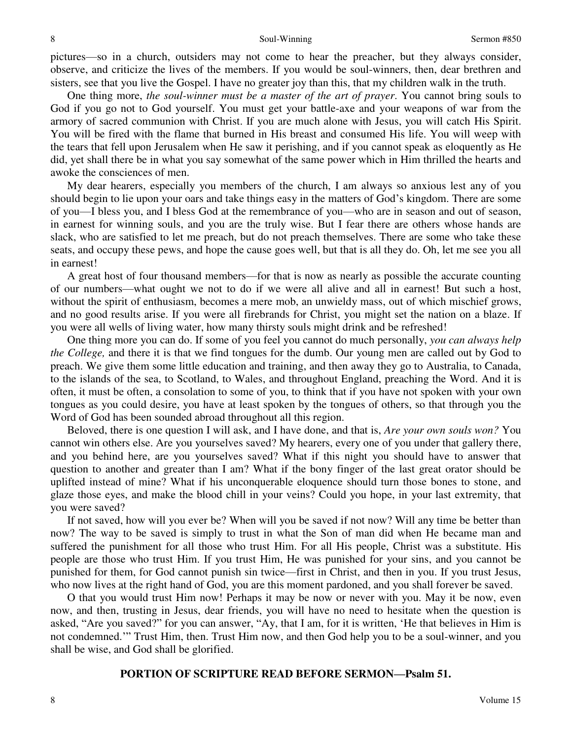pictures—so in a church, outsiders may not come to hear the preacher, but they always consider, observe, and criticize the lives of the members. If you would be soul-winners, then, dear brethren and sisters, see that you live the Gospel. I have no greater joy than this, that my children walk in the truth.

One thing more, *the soul-winner must be a master of the art of prayer*. You cannot bring souls to God if you go not to God yourself. You must get your battle-axe and your weapons of war from the armory of sacred communion with Christ. If you are much alone with Jesus, you will catch His Spirit. You will be fired with the flame that burned in His breast and consumed His life. You will weep with the tears that fell upon Jerusalem when He saw it perishing, and if you cannot speak as eloquently as He did, yet shall there be in what you say somewhat of the same power which in Him thrilled the hearts and awoke the consciences of men.

My dear hearers, especially you members of the church, I am always so anxious lest any of you should begin to lie upon your oars and take things easy in the matters of God's kingdom. There are some of you—I bless you, and I bless God at the remembrance of you—who are in season and out of season, in earnest for winning souls, and you are the truly wise. But I fear there are others whose hands are slack, who are satisfied to let me preach, but do not preach themselves. There are some who take these seats, and occupy these pews, and hope the cause goes well, but that is all they do. Oh, let me see you all in earnest!

A great host of four thousand members—for that is now as nearly as possible the accurate counting of our numbers—what ought we not to do if we were all alive and all in earnest! But such a host, without the spirit of enthusiasm, becomes a mere mob, an unwieldy mass, out of which mischief grows, and no good results arise. If you were all firebrands for Christ, you might set the nation on a blaze. If you were all wells of living water, how many thirsty souls might drink and be refreshed!

One thing more you can do. If some of you feel you cannot do much personally, *you can always help the College,* and there it is that we find tongues for the dumb. Our young men are called out by God to preach. We give them some little education and training, and then away they go to Australia, to Canada, to the islands of the sea, to Scotland, to Wales, and throughout England, preaching the Word. And it is often, it must be often, a consolation to some of you, to think that if you have not spoken with your own tongues as you could desire, you have at least spoken by the tongues of others, so that through you the Word of God has been sounded abroad throughout all this region.

Beloved, there is one question I will ask, and I have done, and that is, *Are your own souls won?* You cannot win others else. Are you yourselves saved? My hearers, every one of you under that gallery there, and you behind here, are you yourselves saved? What if this night you should have to answer that question to another and greater than I am? What if the bony finger of the last great orator should be uplifted instead of mine? What if his unconquerable eloquence should turn those bones to stone, and glaze those eyes, and make the blood chill in your veins? Could you hope, in your last extremity, that you were saved?

If not saved, how will you ever be? When will you be saved if not now? Will any time be better than now? The way to be saved is simply to trust in what the Son of man did when He became man and suffered the punishment for all those who trust Him. For all His people, Christ was a substitute. His people are those who trust Him. If you trust Him, He was punished for your sins, and you cannot be punished for them, for God cannot punish sin twice—first in Christ, and then in you. If you trust Jesus, who now lives at the right hand of God, you are this moment pardoned, and you shall forever be saved.

O that you would trust Him now! Perhaps it may be now or never with you. May it be now, even now, and then, trusting in Jesus, dear friends, you will have no need to hesitate when the question is asked, "Are you saved?" for you can answer, "Ay, that I am, for it is written, 'He that believes in Him is not condemned.'" Trust Him, then. Trust Him now, and then God help you to be a soul-winner, and you shall be wise, and God shall be glorified.

**PORTION OF SCRIPTURE READ BEFORE SERMON—Psalm 51.**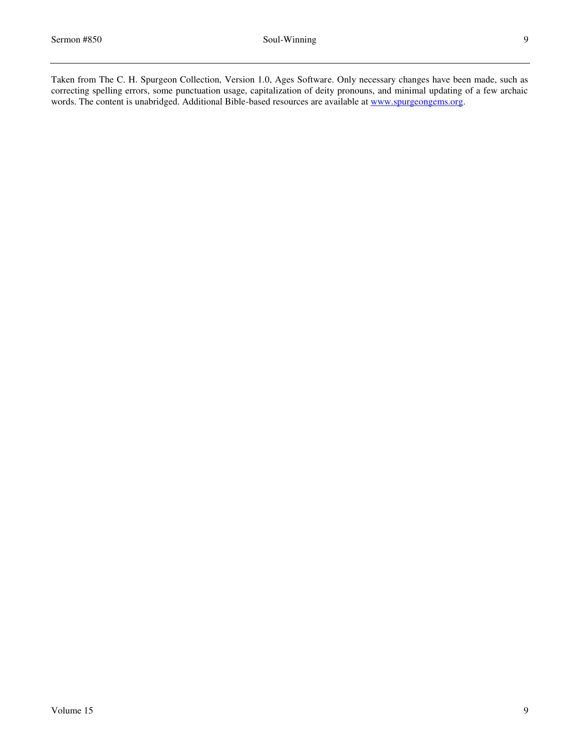Taken from The C. H. Spurgeon Collection, Version 1.0, Ages Software. Only necessary changes have been made, such as correcting spelling errors, some punctuation usage, capitalization of deity pronouns, and minimal updating of a few archaic words. The content is unabridged. Additional Bible-based resources are available at [www.spurgeongems.org](http://www.spurgeongems.org).